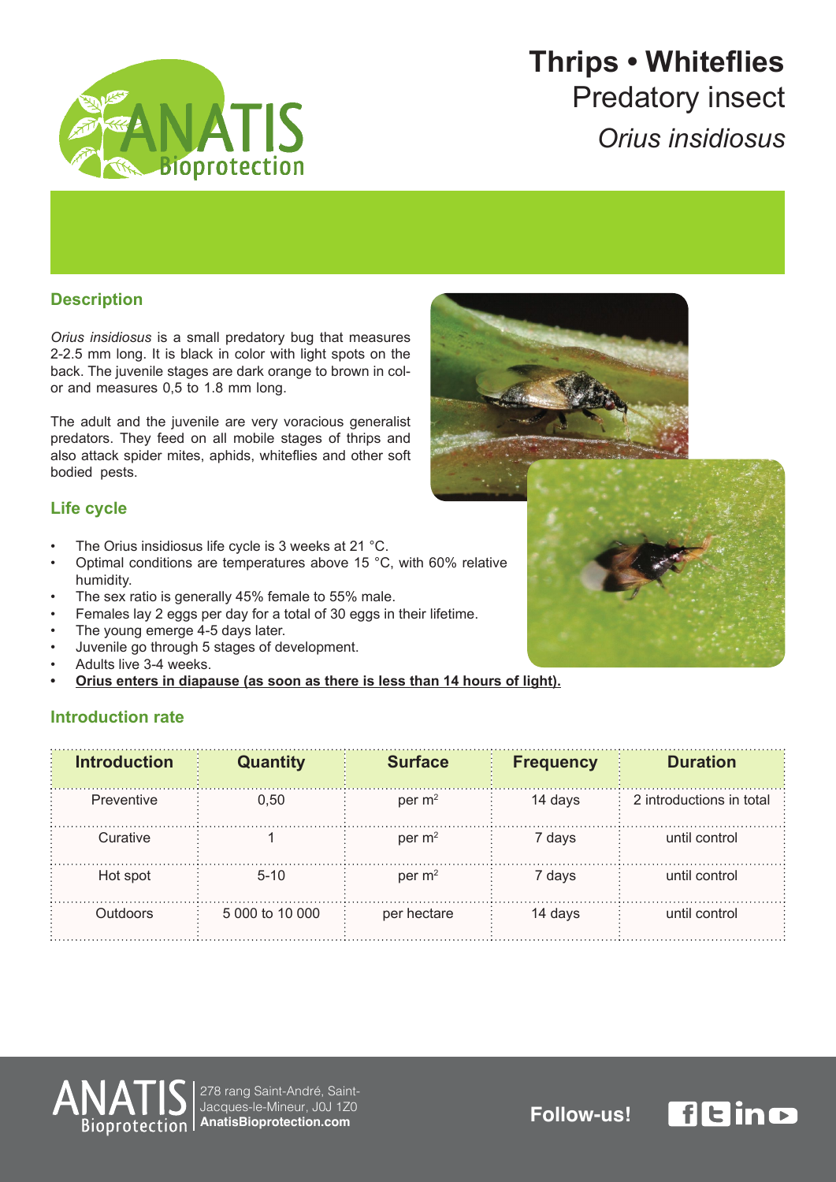# Thrips • Whiteflies

Predatory insect

*Orius insidiosus*

## Description

*Orius insidiosus* is a small predatory bug that measures 2-2.5 mm long. It is black in color with light spots on the back. The juvenile stages are dark orange to brown in color and measures 0,5 to 1.8 mm long.

The adult and the juvenile are very voracious generalist predators. They feed on all mobile stages of thrips and also attack spider mites, aphids, whiteflies and other soft bodied pests.

## Life cycle

- The Orius insidiosus life cycle is 3 weeks at 21 °C.
- Optimal conditions are temperatures above 15 °C, with 60% relative humidity.
- The sex ratio is generally 45% female to 55% male.
- Females lay 2 eggs per day for a total of 30 eggs in their lifetime.
- The young emerge 4-5 days later.
- Juvenile go through 5 stages of development.
- Adults live 3-4 weeks.
- **Orius enters in diapause (as soon as there is less than 14 hours of light).**

## Introduction rate

| Introduction | Quantity | Surface | Frequency | Duration |
|---|---|---|---|---|
| Preventive | 0,50 | per m$^2$ | 14 days | 2 introductions in total |
| Curative | 1 | per m$^2$ | 7 days | until control |
| Hot spot | 5-10 | per m$^2$ | 7 days | until control |
| Outdoors | 5 000 to 10 000 | per hectare | 14 days | until control |

ANATIS Bioprotection | 278 rang Saint-André, Saint-Jacques-le-Mineur, J0J 1Z0 **AnatisBioprotection.com**

**Follow-us!**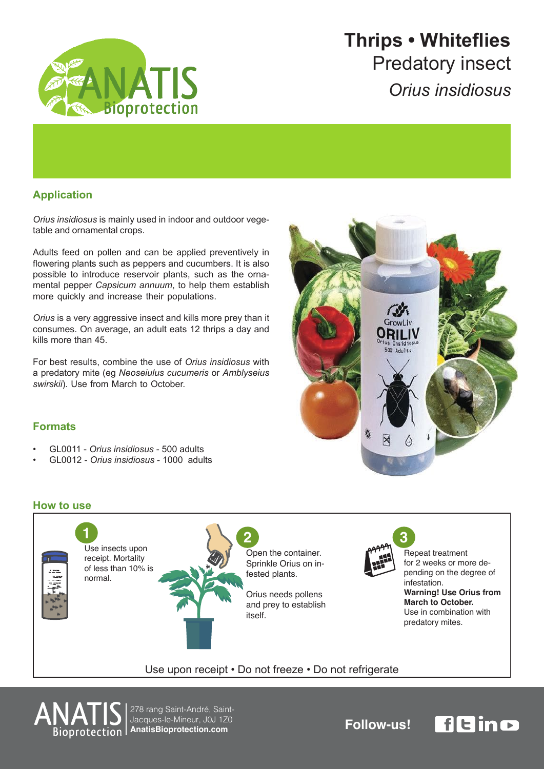# Thrips • Whiteflies

## Predatory insect

## *Orius insidiosus*

### Application

*Orius insidiosus* is mainly used in indoor and outdoor vegetable and ornamental crops.

Adults feed on pollen and can be applied preventively in flowering plants such as peppers and cucumbers. It is also possible to introduce reservoir plants, such as the ornamental pepper *Capsicum annuum*, to help them establish more quickly and increase their populations.

*Orius* is a very aggressive insect and kills more prey than it consumes. On average, an adult eats 12 thrips a day and kills more than 45.

For best results, combine the use of *Orius insidiosus* with a predatory mite (eg *Neoseiulus cucumeris* or *Amblyseius swirskii*). Use from March to October.

### Formats

- GL0011 - *Orius insidiosus* - 500 adults
- GL0012 - *Orius insidiosus* - 1000 adults

### How to use

**1** Use insects upon receipt. Mortality of less than 10% is normal.

**2** Open the container. Sprinkle Orius on infested plants.

Orius needs pollens and prey to establish itself.

**3** Repeat treatment for 2 weeks or more depending on the degree of infestation.
**Warning! Use Orius from March to October.**
Use in combination with predatory mites.

Use upon receipt • Do not freeze • Do not refrigerate

ANATIS Bioprotection
278 rang Saint-André, Saint-Jacques-le-Mineur, J0J 1Z0
**AnatisBioprotection.com**

**Follow-us!**